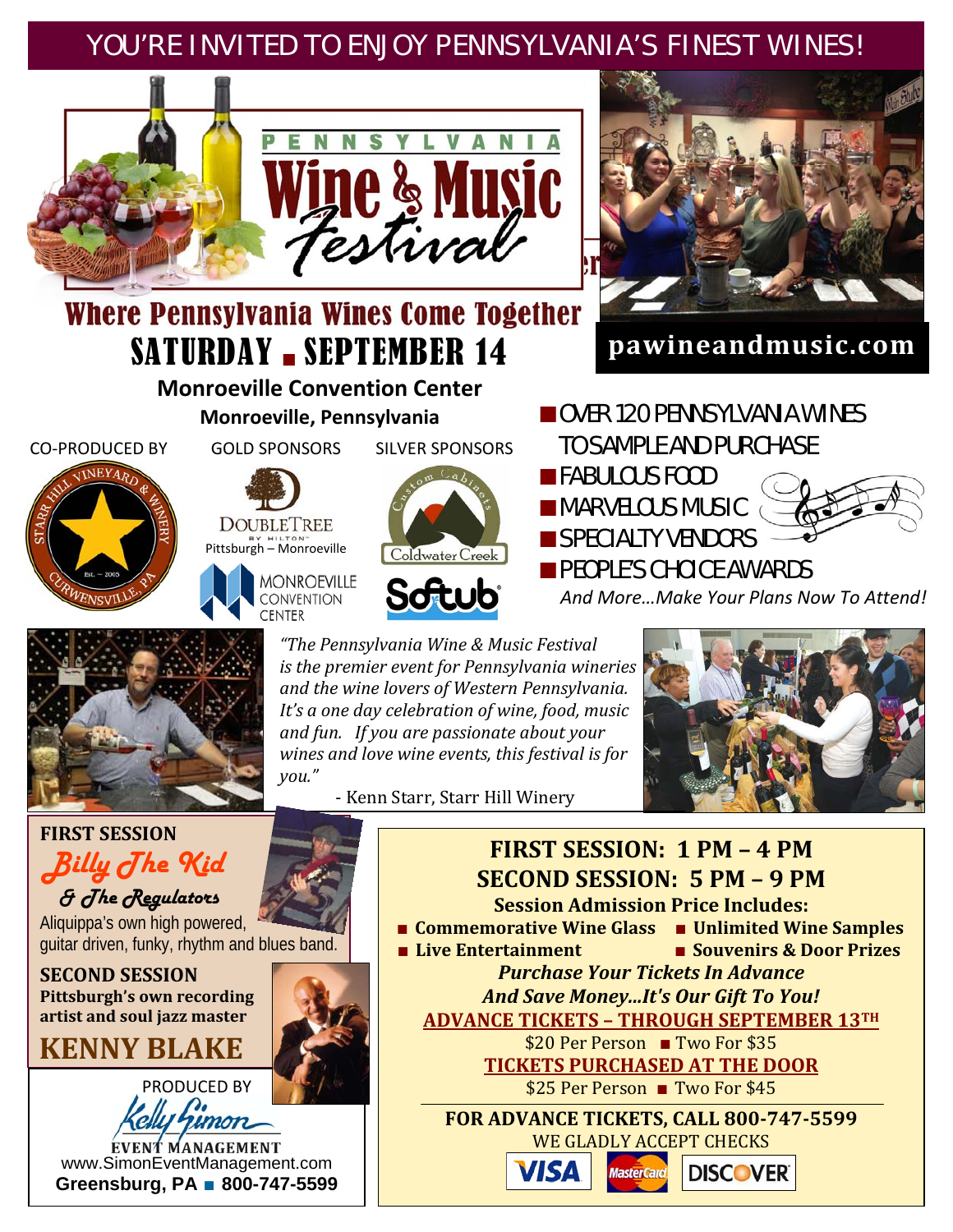# YOU'RE INVITED TO ENJOY PENNSYLVANIA'S FINEST WINES!

## PENNSYLVANIA Wine & Music Festival

### Where Pennsylvania Wines Come Together

## SATURDAY ■ SEPTEMBER 14

**Monroeville Convention Center**

**Monroeville, Pennsylvania**

**pawineandmusic.com**

CO-PRODUCED BY: Starr Hill Vineyard & Winery, Est. ~ 2005, Curwensville, PA

GOLD SPONSORS: DoubleTree by Hilton Pittsburgh – Monroeville; Monroeville Convention Center

SILVER SPONSORS: Coldwater Creek Custom Cabinets; Softub

- OVER 120 PENNSYLVANIA WINES TO SAMPLE AND PURCHASE
- FABULOUS FOOD
- MARVELOUS MUSIC
- SPECIALTY VENDORS
- PEOPLE'S CHOICE AWARDS

*And More…Make Your Plans Now To Attend!*

*"The Pennsylvania Wine & Music Festival is the premier event for Pennsylvania wineries and the wine lovers of Western Pennsylvania. It's a one day celebration of wine, food, music and fun. If you are passionate about your wines and love wine events, this festival is for you."*

- Kenn Starr, Starr Hill Winery

**FIRST SESSION**

**Billy The Kid & The Regulators**

Aliquippa's own high powered, guitar driven, funky, rhythm and blues band.

**SECOND SESSION**

**Pittsburgh's own recording artist and soul jazz master**

**KENNY BLAKE**

PRODUCED BY

Kelly Simon EVENT MANAGEMENT

www.SimonEventManagement.com

**Greensburg, PA ■ 800-747-5599**

**FIRST SESSION: 1 PM – 4 PM**

**SECOND SESSION: 5 PM – 9 PM**

**Session Admission Price Includes:**

- **Commemorative Wine Glass**
- **Unlimited Wine Samples**
- **Live Entertainment**
- **Souvenirs & Door Prizes**

***Purchase Your Tickets In Advance And Save Money…It's Our Gift To You!***

**ADVANCE TICKETS – THROUGH SEPTEMBER 13TH**

$20 Per Person ■ Two For $35

**TICKETS PURCHASED AT THE DOOR**

$25 Per Person ■ Two For $45

**FOR ADVANCE TICKETS, CALL 800-747-5599**

WE GLADLY ACCEPT CHECKS

VISA · MasterCard · DISCOVER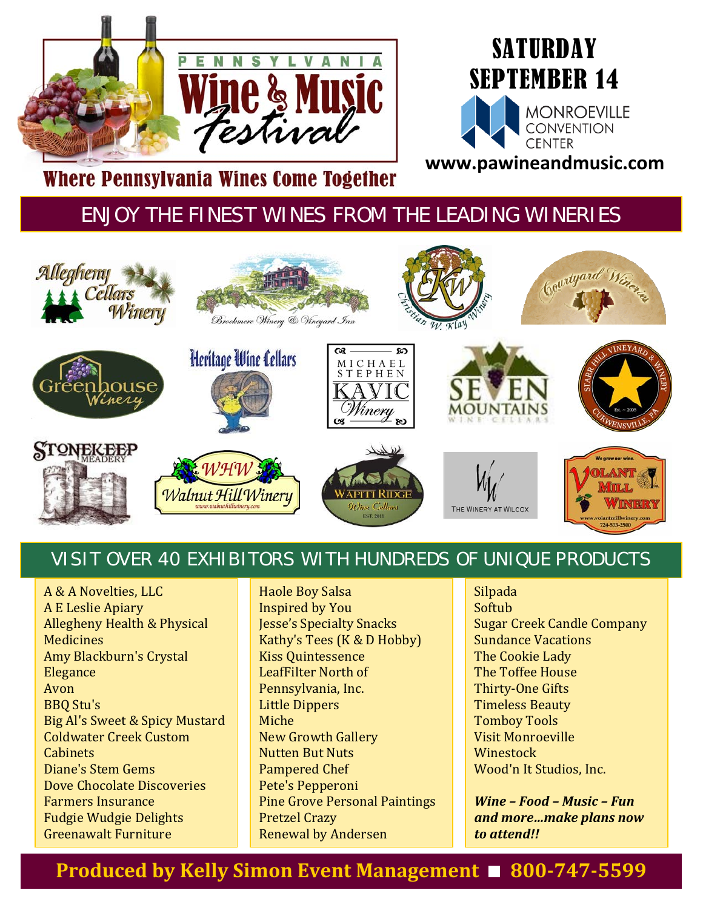# Pennsylvania Wine & Music Festival

Where Pennsylvania Wines Come Together

**SATURDAY SEPTEMBER 14**

MONROEVILLE CONVENTION CENTER

www.pawineandmusic.com

## ENJOY THE FINEST WINES FROM THE LEADING WINERIES

Allegheny Cellars Winery
Brookmere Winery & Vineyard Inn
Christian W. Klay Winery
Courtyard Wineries
Greenhouse Winery
Heritage Wine Cellars
Michael Stephen Kavic Winery
Seven Mountains Wine Cellars
Starr Hill Vineyard & Winery
Stonekeep Meadery
WHW Walnut Hill Winery
Wapiti Ridge Wine Cellars
The Winery at Wilcox
Volant Mill Winery

## VISIT OVER 40 EXHIBITORS WITH HUNDREDS OF UNIQUE PRODUCTS

- A & A Novelties, LLC
- A E Leslie Apiary
- Allegheny Health & Physical Medicines
- Amy Blackburn's Crystal Elegance
- Avon
- BBQ Stu's
- Big Al's Sweet & Spicy Mustard
- Coldwater Creek Custom Cabinets
- Diane's Stem Gems
- Dove Chocolate Discoveries
- Farmers Insurance
- Fudgie Wudgie Delights
- Greenawalt Furniture
- Haole Boy Salsa
- Inspired by You
- Jesse's Specialty Snacks
- Kathy's Tees (K & D Hobby)
- Kiss Quintessence
- LeafFilter North of Pennsylvania, Inc.
- Little Dippers
- Miche
- New Growth Gallery
- Nutten But Nuts
- Pampered Chef
- Pete's Pepperoni
- Pine Grove Personal Paintings
- Pretzel Crazy
- Renewal by Andersen
- Silpada
- Softub
- Sugar Creek Candle Company
- Sundance Vacations
- The Cookie Lady
- The Toffee House
- Thirty-One Gifts
- Timeless Beauty
- Tomboy Tools
- Visit Monroeville
- Winestock
- Wood'n It Studios, Inc.

***Wine – Food – Music – Fun and more…make plans now to attend!!***

**Produced by Kelly Simon Event Management ■ 800-747-5599**